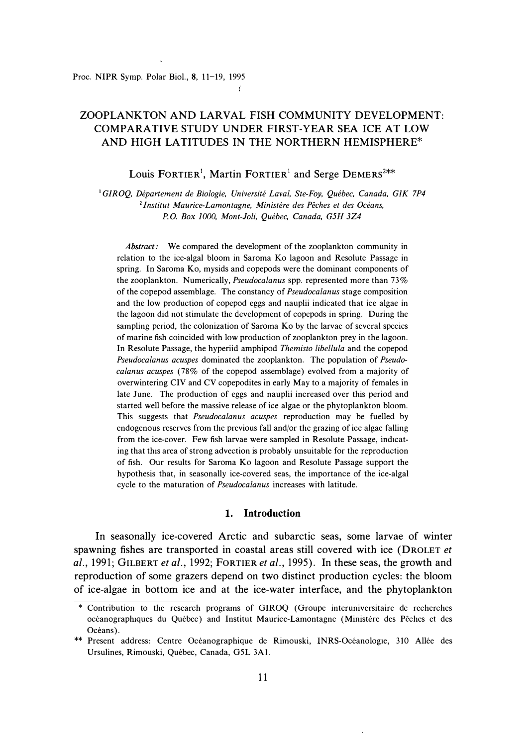# ZOOPLANKTON AND LARVAL FISH COMMUNITY DEVELOPMENT: COMPARATIVE STUDY UNDER FIRST-YEAR SEA ICE AT LOW AND HIGH LATITUDES IN THE NORTHERN HEMISPHERE*

Louis FORTIER[1], Martin FORTIER[1] and Serge DEMERS[2]**

[1] *GIROQ, Département de Biologie, Université Laval, Ste-Foy, Québec, Canada, G1K 7P4*

[2] *Institut Maurice-Lamontagne, Ministère des Pêches et des Océans, P.O. Box 1000, Mont-Joli, Québec, Canada, G5H 3Z4*

*Abstract:* We compared the development of the zooplankton community in relation to the ice-algal bloom in Saroma Ko lagoon and Resolute Passage in spring. In Saroma Ko, mysids and copepods were the dominant components of the zooplankton. Numerically, *Pseudocalanus* spp. represented more than 73% of the copepod assemblage. The constancy of *Pseudocalanus* stage composition and the low production of copepod eggs and nauplii indicated that ice algae in the lagoon did not stimulate the development of copepods in spring. During the sampling period, the colonization of Saroma Ko by the larvae of several species of marine fish coincided with low production of zooplankton prey in the lagoon. In Resolute Passage, the hyperiid amphipod *Themisto libellula* and the copepod *Pseudocalanus acuspes* dominated the zooplankton. The population of *Pseudocalanus acuspes* (78% of the copepod assemblage) evolved from a majority of overwintering CIV and CV copepodites in early May to a majority of females in late June. The production of eggs and nauplii increased over this period and started well before the massive release of ice algae or the phytoplankton bloom. This suggests that *Pseudocalanus acuspes* reproduction may be fuelled by endogenous reserves from the previous fall and/or the grazing of ice algae falling from the ice-cover. Few fish larvae were sampled in Resolute Passage, indicating that this area of strong advection is probably unsuitable for the reproduction of fish. Our results for Saroma Ko lagoon and Resolute Passage support the hypothesis that, in seasonally ice-covered seas, the importance of the ice-algal cycle to the maturation of *Pseudocalanus* increases with latitude.

## 1. Introduction

In seasonally ice-covered Arctic and subarctic seas, some larvae of winter spawning fishes are transported in coastal areas still covered with ice (DROLET *et al.*, 1991; GILBERT *et al.*, 1992; FORTIER *et al.*, 1995). In these seas, the growth and reproduction of some grazers depend on two distinct production cycles: the bloom of ice-algae in bottom ice and at the ice-water interface, and the phytoplankton

---

\* Contribution to the research programs of GIROQ (Groupe interuniversitaire de recherches océanographiques du Québec) and Institut Maurice-Lamontagne (Ministère des Pêches et des Océans).

\** Present address: Centre Océanographique de Rimouski, INRS-Océanologie, 310 Allée des Ursulines, Rimouski, Québec, Canada, G5L 3A1.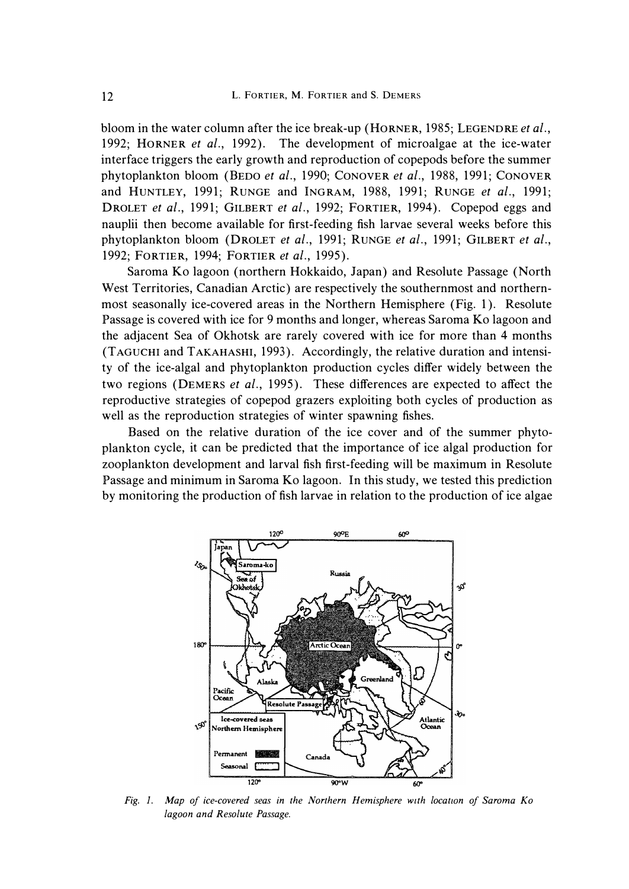bloom in the water column after the ice break-up (HORNER, 1985; LEGENDRE *et al.*, 1992; HORNER *et al.*, 1992). The development of microalgae at the ice-water interface triggers the early growth and reproduction of copepods before the summer phytoplankton bloom (BEDO *et al.*, 1990; CONOVER *et al.*, 1988, 1991; CONOVER and HUNTLEY, 1991; RUNGE and INGRAM, 1988, 1991; RUNGE *et al.*, 1991; DROLET *et al.*, 1991; GILBERT *et al.*, 1992; FORTIER, 1994). Copepod eggs and nauplii then become available for first-feeding fish larvae several weeks before this phytoplankton bloom (DROLET *et al.*, 1991; RUNGE *et al.*, 1991; GILBERT *et al.*, 1992; FORTIER, 1994; FORTIER *et al.*, 1995).

Saroma Ko lagoon (northern Hokkaido, Japan) and Resolute Passage (North West Territories, Canadian Arctic) are respectively the southernmost and northernmost seasonally ice-covered areas in the Northern Hemisphere (Fig. 1). Resolute Passage is covered with ice for 9 months and longer, whereas Saroma Ko lagoon and the adjacent Sea of Okhotsk are rarely covered with ice for more than 4 months (TAGUCHI and TAKAHASHI, 1993). Accordingly, the relative duration and intensity of the ice-algal and phytoplankton production cycles differ widely between the two regions (DEMERS *et al.*, 1995). These differences are expected to affect the reproductive strategies of copepod grazers exploiting both cycles of production as well as the reproduction strategies of winter spawning fishes.

Based on the relative duration of the ice cover and of the summer phytoplankton cycle, it can be predicted that the importance of ice algal production for zooplankton development and larval fish first-feeding will be maximum in Resolute Passage and minimum in Saroma Ko lagoon. In this study, we tested this prediction by monitoring the production of fish larvae in relation to the production of ice algae

*Fig. 1. Map of ice-covered seas in the Northern Hemisphere with location of Saroma Ko lagoon and Resolute Passage.*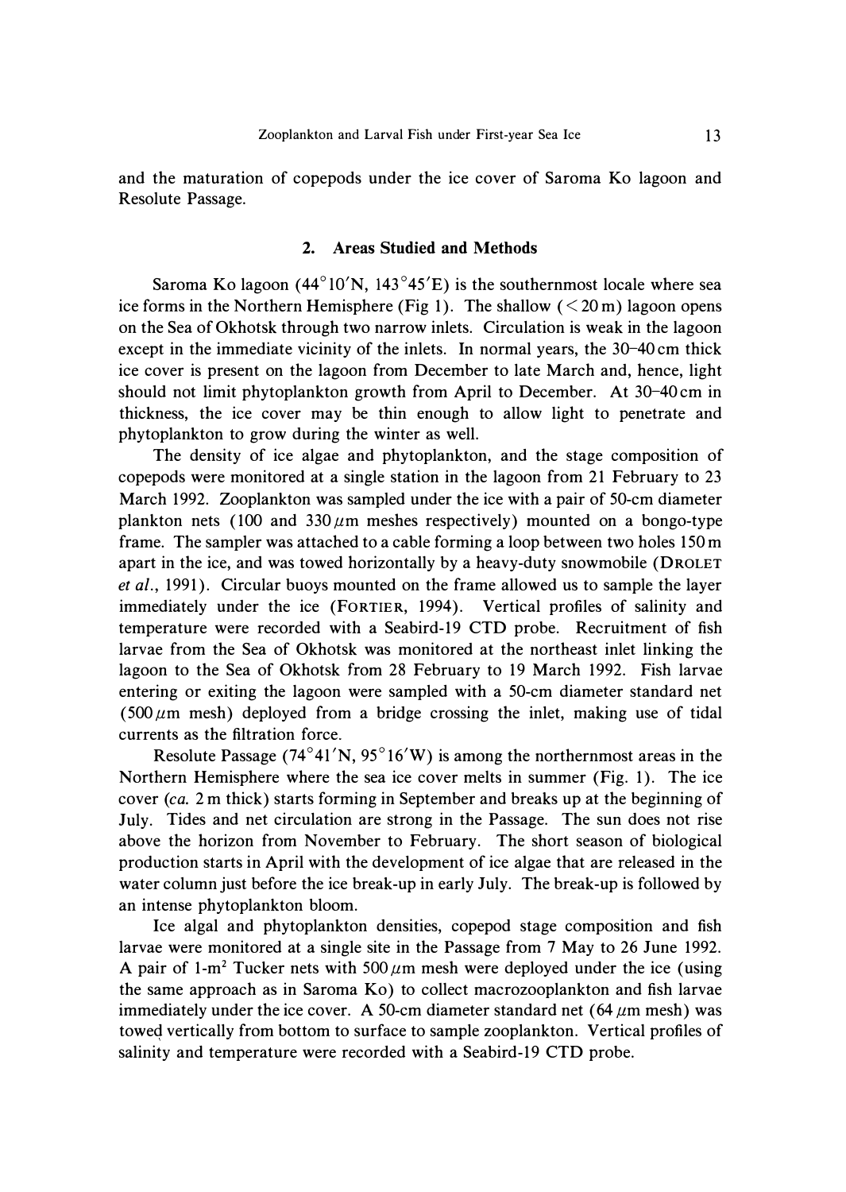and the maturation of copepods under the ice cover of Saroma Ko lagoon and Resolute Passage.

## 2. Areas Studied and Methods

Saroma Ko lagoon (44°10′N, 143°45′E) is the southernmost locale where sea ice forms in the Northern Hemisphere (Fig 1). The shallow (<20 m) lagoon opens on the Sea of Okhotsk through two narrow inlets. Circulation is weak in the lagoon except in the immediate vicinity of the inlets. In normal years, the 30–40 cm thick ice cover is present on the lagoon from December to late March and, hence, light should not limit phytoplankton growth from April to December. At 30–40 cm in thickness, the ice cover may be thin enough to allow light to penetrate and phytoplankton to grow during the winter as well.

The density of ice algae and phytoplankton, and the stage composition of copepods were monitored at a single station in the lagoon from 21 February to 23 March 1992. Zooplankton was sampled under the ice with a pair of 50-cm diameter plankton nets (100 and 330 $\mu$m meshes respectively) mounted on a bongo-type frame. The sampler was attached to a cable forming a loop between two holes 150 m apart in the ice, and was towed horizontally by a heavy-duty snowmobile (DROLET *et al.*, 1991). Circular buoys mounted on the frame allowed us to sample the layer immediately under the ice (FORTIER, 1994). Vertical profiles of salinity and temperature were recorded with a Seabird-19 CTD probe. Recruitment of fish larvae from the Sea of Okhotsk was monitored at the northeast inlet linking the lagoon to the Sea of Okhotsk from 28 February to 19 March 1992. Fish larvae entering or exiting the lagoon were sampled with a 50-cm diameter standard net (500 $\mu$m mesh) deployed from a bridge crossing the inlet, making use of tidal currents as the filtration force.

Resolute Passage (74°41′N, 95°16′W) is among the northernmost areas in the Northern Hemisphere where the sea ice cover melts in summer (Fig. 1). The ice cover (*ca.* 2 m thick) starts forming in September and breaks up at the beginning of July. Tides and net circulation are strong in the Passage. The sun does not rise above the horizon from November to February. The short season of biological production starts in April with the development of ice algae that are released in the water column just before the ice break-up in early July. The break-up is followed by an intense phytoplankton bloom.

Ice algal and phytoplankton densities, copepod stage composition and fish larvae were monitored at a single site in the Passage from 7 May to 26 June 1992. A pair of 1-$m^2$ Tucker nets with 500 $\mu$m mesh were deployed under the ice (using the same approach as in Saroma Ko) to collect macrozooplankton and fish larvae immediately under the ice cover. A 50-cm diameter standard net (64 $\mu$m mesh) was towed vertically from bottom to surface to sample zooplankton. Vertical profiles of salinity and temperature were recorded with a Seabird-19 CTD probe.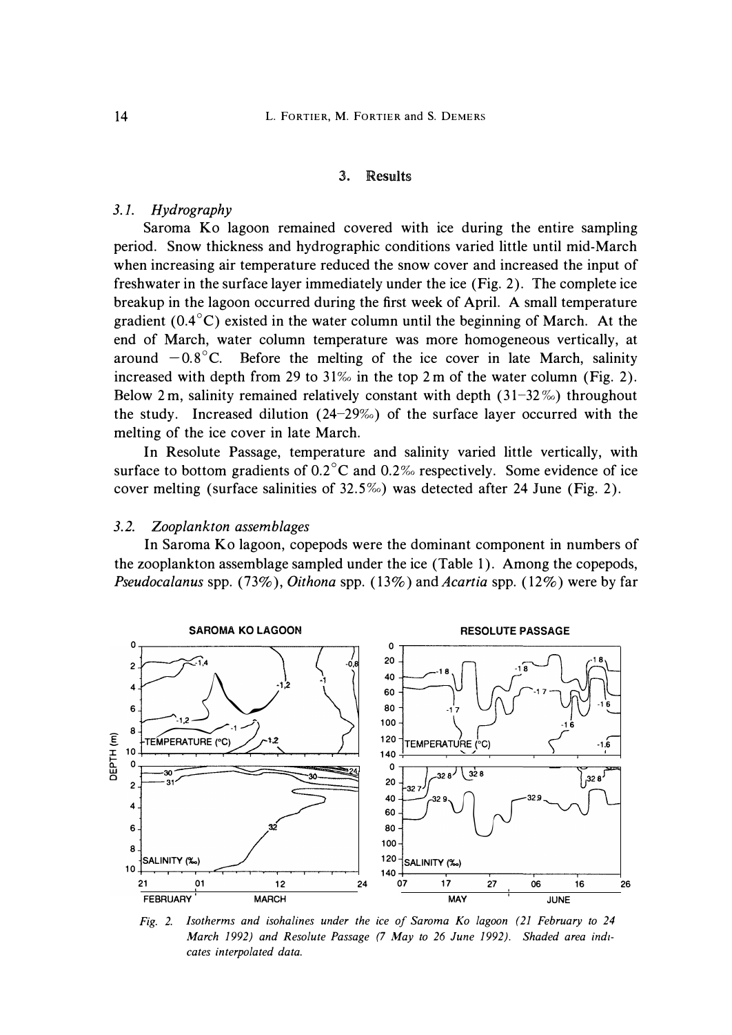## 3. Results

### 3.1. Hydrography

Saroma Ko lagoon remained covered with ice during the entire sampling period. Snow thickness and hydrographic conditions varied little until mid-March when increasing air temperature reduced the snow cover and increased the input of freshwater in the surface layer immediately under the ice (Fig. 2). The complete ice breakup in the lagoon occurred during the first week of April. A small temperature gradient (0.4°C) existed in the water column until the beginning of March. At the end of March, water column temperature was more homogeneous vertically, at around −0.8°C. Before the melting of the ice cover in late March, salinity increased with depth from 29 to 31‰ in the top 2 m of the water column (Fig. 2). Below 2 m, salinity remained relatively constant with depth (31–32‰) throughout the study. Increased dilution (24–29‰) of the surface layer occurred with the melting of the ice cover in late March.

In Resolute Passage, temperature and salinity varied little vertically, with surface to bottom gradients of 0.2°C and 0.2‰ respectively. Some evidence of ice cover melting (surface salinities of 32.5‰) was detected after 24 June (Fig. 2).

### 3.2. Zooplankton assemblages

In Saroma Ko lagoon, copepods were the dominant component in numbers of the zooplankton assemblage sampled under the ice (Table 1). Among the copepods, *Pseudocalanus* spp. (73%), *Oithona* spp. (13%) and *Acartia* spp. (12%) were by far

*Fig. 2. Isotherms and isohalines under the ice of Saroma Ko lagoon (21 February to 24 March 1992) and Resolute Passage (7 May to 26 June 1992). Shaded area indicates interpolated data.*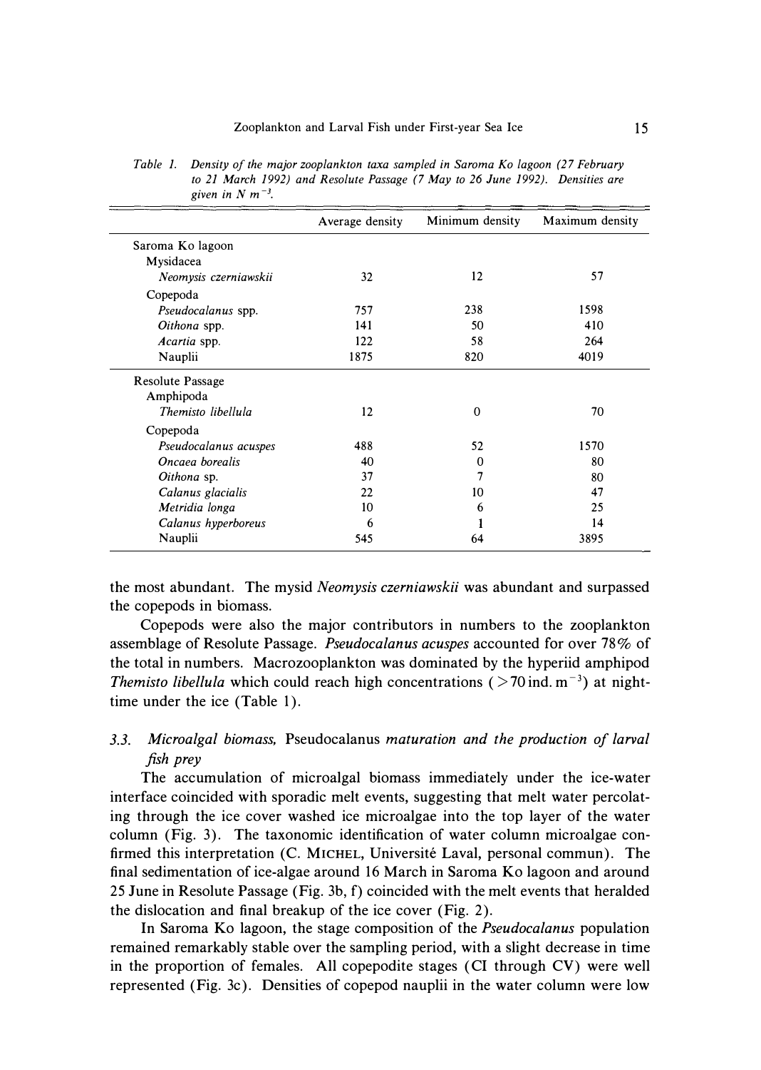Table 1. *Density of the major zooplankton taxa sampled in Saroma Ko lagoon (27 February to 21 March 1992) and Resolute Passage (7 May to 26 June 1992). Densities are given in N m$^{-3}$.*

| | Average density | Minimum density | Maximum density |
|---|---|---|---|
| Saroma Ko lagoon | | | |
| Mysidacea | | | |
| *Neomysis czerniawskii* | 32 | 12 | 57 |
| Copepoda | | | |
| *Pseudocalanus* spp. | 757 | 238 | 1598 |
| *Oithona* spp. | 141 | 50 | 410 |
| *Acartia* spp. | 122 | 58 | 264 |
| Nauplii | 1875 | 820 | 4019 |
| Resolute Passage | | | |
| Amphipoda | | | |
| *Themisto libellula* | 12 | 0 | 70 |
| Copepoda | | | |
| *Pseudocalanus acuspes* | 488 | 52 | 1570 |
| *Oncaea borealis* | 40 | 0 | 80 |
| *Oithona* sp. | 37 | 7 | 80 |
| *Calanus glacialis* | 22 | 10 | 47 |
| *Metridia longa* | 10 | 6 | 25 |
| *Calanus hyperboreus* | 6 | 1 | 14 |
| Nauplii | 545 | 64 | 3895 |

the most abundant. The mysid *Neomysis czerniawskii* was abundant and surpassed the copepods in biomass.

Copepods were also the major contributors in numbers to the zooplankton assemblage of Resolute Passage. *Pseudocalanus acuspes* accounted for over 78% of the total in numbers. Macrozooplankton was dominated by the hyperiid amphipod *Themisto libellula* which could reach high concentrations (>70 ind. m$^{-3}$) at night-time under the ice (Table 1).

### 3.3. *Microalgal biomass,* Pseudocalanus *maturation and the production of larval fish prey*

The accumulation of microalgal biomass immediately under the ice-water interface coincided with sporadic melt events, suggesting that melt water percolating through the ice cover washed ice microalgae into the top layer of the water column (Fig. 3). The taxonomic identification of water column microalgae confirmed this interpretation (C. MICHEL, Université Laval, personal commun). The final sedimentation of ice-algae around 16 March in Saroma Ko lagoon and around 25 June in Resolute Passage (Fig. 3b, f) coincided with the melt events that heralded the dislocation and final breakup of the ice cover (Fig. 2).

In Saroma Ko lagoon, the stage composition of the *Pseudocalanus* population remained remarkably stable over the sampling period, with a slight decrease in time in the proportion of females. All copepodite stages (CI through CV) were well represented (Fig. 3c). Densities of copepod nauplii in the water column were low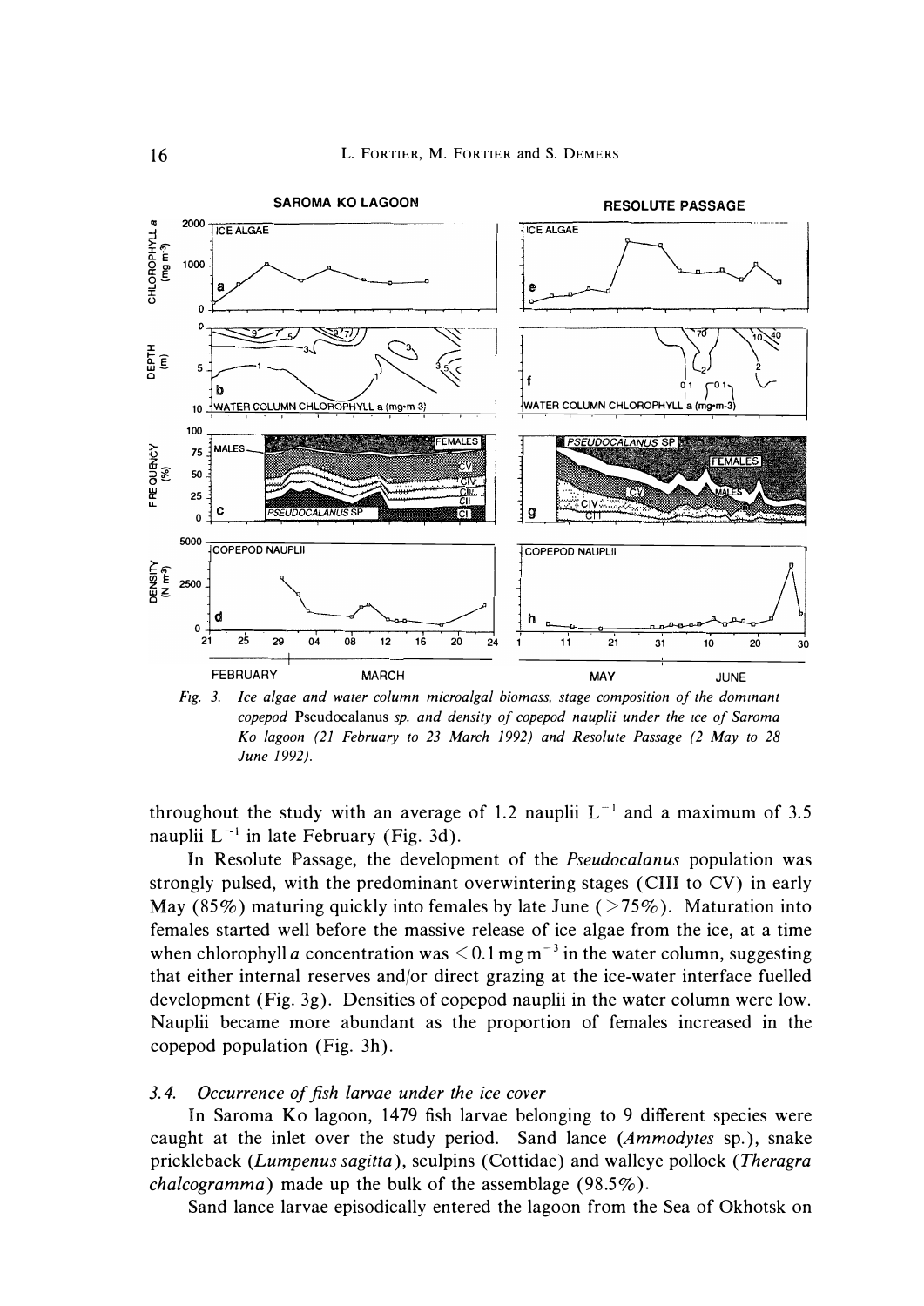*Fig. 3. Ice algae and water column microalgal biomass, stage composition of the dominant copepod* Pseudocalanus *sp. and density of copepod nauplii under the ice of Saroma Ko lagoon (21 February to 23 March 1992) and Resolute Passage (2 May to 28 June 1992).*

throughout the study with an average of 1.2 nauplii $L^{-1}$ and a maximum of 3.5 nauplii $L^{-1}$ in late February (Fig. 3d).

In Resolute Passage, the development of the *Pseudocalanus* population was strongly pulsed, with the predominant overwintering stages (CIII to CV) in early May (85%) maturing quickly into females by late June (>75%). Maturation into females started well before the massive release of ice algae from the ice, at a time when chlorophyll *a* concentration was $<0.1\ mg\ m^{-3}$ in the water column, suggesting that either internal reserves and/or direct grazing at the ice-water interface fuelled development (Fig. 3g). Densities of copepod nauplii in the water column were low. Nauplii became more abundant as the proportion of females increased in the copepod population (Fig. 3h).

### 3.4. *Occurrence of fish larvae under the ice cover*

In Saroma Ko lagoon, 1479 fish larvae belonging to 9 different species were caught at the inlet over the study period. Sand lance (*Ammodytes* sp.), snake prickleback (*Lumpenus sagitta*), sculpins (Cottidae) and walleye pollock (*Theragra chalcogramma*) made up the bulk of the assemblage (98.5%).

Sand lance larvae episodically entered the lagoon from the Sea of Okhotsk on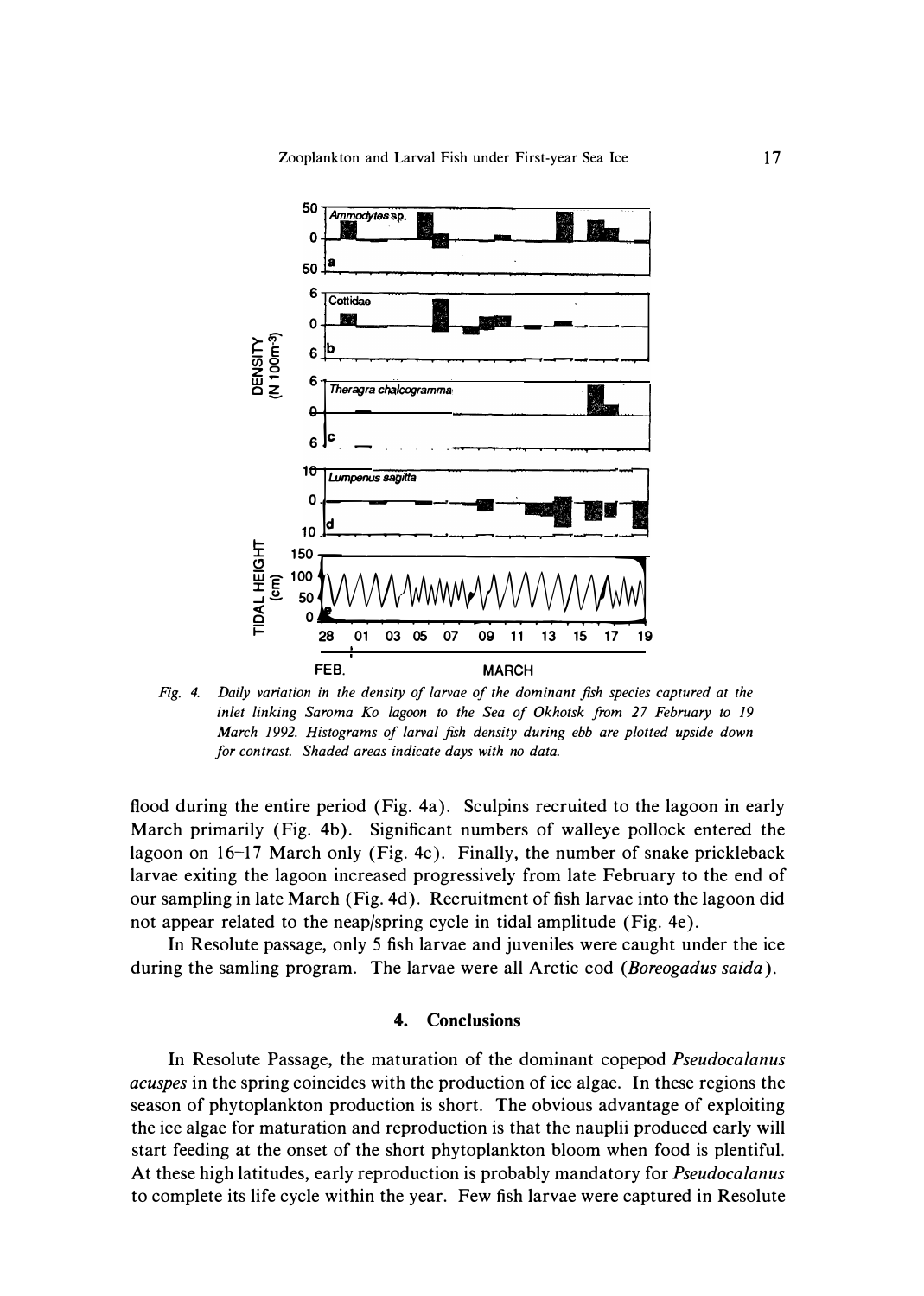*Fig. 4. Daily variation in the density of larvae of the dominant fish species captured at the inlet linking Saroma Ko lagoon to the Sea of Okhotsk from 27 February to 19 March 1992. Histograms of larval fish density during ebb are plotted upside down for contrast. Shaded areas indicate days with no data.*

flood during the entire period (Fig. 4a). Sculpins recruited to the lagoon in early March primarily (Fig. 4b). Significant numbers of walleye pollock entered the lagoon on 16–17 March only (Fig. 4c). Finally, the number of snake prickleback larvae exiting the lagoon increased progressively from late February to the end of our sampling in late March (Fig. 4d). Recruitment of fish larvae into the lagoon did not appear related to the neap/spring cycle in tidal amplitude (Fig. 4e).

In Resolute passage, only 5 fish larvae and juveniles were caught under the ice during the samling program. The larvae were all Arctic cod (*Boreogadus saida*).

## 4. Conclusions

In Resolute Passage, the maturation of the dominant copepod *Pseudocalanus acuspes* in the spring coincides with the production of ice algae. In these regions the season of phytoplankton production is short. The obvious advantage of exploiting the ice algae for maturation and reproduction is that the nauplii produced early will start feeding at the onset of the short phytoplankton bloom when food is plentiful. At these high latitudes, early reproduction is probably mandatory for *Pseudocalanus* to complete its life cycle within the year. Few fish larvae were captured in Resolute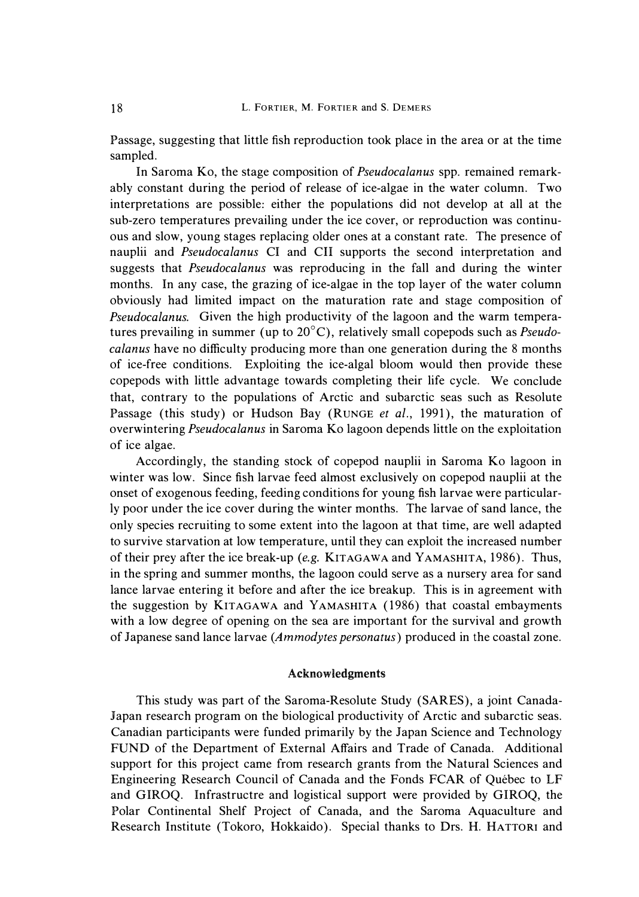Passage, suggesting that little fish reproduction took place in the area or at the time sampled.

In Saroma Ko, the stage composition of *Pseudocalanus* spp. remained remarkably constant during the period of release of ice-algae in the water column. Two interpretations are possible: either the populations did not develop at all at the sub-zero temperatures prevailing under the ice cover, or reproduction was continuous and slow, young stages replacing older ones at a constant rate. The presence of nauplii and *Pseudocalanus* CI and CII supports the second interpretation and suggests that *Pseudocalanus* was reproducing in the fall and during the winter months. In any case, the grazing of ice-algae in the top layer of the water column obviously had limited impact on the maturation rate and stage composition of *Pseudocalanus*. Given the high productivity of the lagoon and the warm temperatures prevailing in summer (up to 20°C), relatively small copepods such as *Pseudocalanus* have no difficulty producing more than one generation during the 8 months of ice-free conditions. Exploiting the ice-algal bloom would then provide these copepods with little advantage towards completing their life cycle. We conclude that, contrary to the populations of Arctic and subarctic seas such as Resolute Passage (this study) or Hudson Bay (RUNGE *et al.*, 1991), the maturation of overwintering *Pseudocalanus* in Saroma Ko lagoon depends little on the exploitation of ice algae.

Accordingly, the standing stock of copepod nauplii in Saroma Ko lagoon in winter was low. Since fish larvae feed almost exclusively on copepod nauplii at the onset of exogenous feeding, feeding conditions for young fish larvae were particularly poor under the ice cover during the winter months. The larvae of sand lance, the only species recruiting to some extent into the lagoon at that time, are well adapted to survive starvation at low temperature, until they can exploit the increased number of their prey after the ice break-up (*e.g.* KITAGAWA and YAMASHITA, 1986). Thus, in the spring and summer months, the lagoon could serve as a nursery area for sand lance larvae entering it before and after the ice breakup. This is in agreement with the suggestion by KITAGAWA and YAMASHITA (1986) that coastal embayments with a low degree of opening on the sea are important for the survival and growth of Japanese sand lance larvae (*Ammodytes personatus*) produced in the coastal zone.

## Acknowledgments

This study was part of the Saroma-Resolute Study (SARES), a joint Canada-Japan research program on the biological productivity of Arctic and subarctic seas. Canadian participants were funded primarily by the Japan Science and Technology FUND of the Department of External Affairs and Trade of Canada. Additional support for this project came from research grants from the Natural Sciences and Engineering Research Council of Canada and the Fonds FCAR of Québec to LF and GIROQ. Infrastructre and logistical support were provided by GIROQ, the Polar Continental Shelf Project of Canada, and the Saroma Aquaculture and Research Institute (Tokoro, Hokkaido). Special thanks to Drs. H. HATTORI and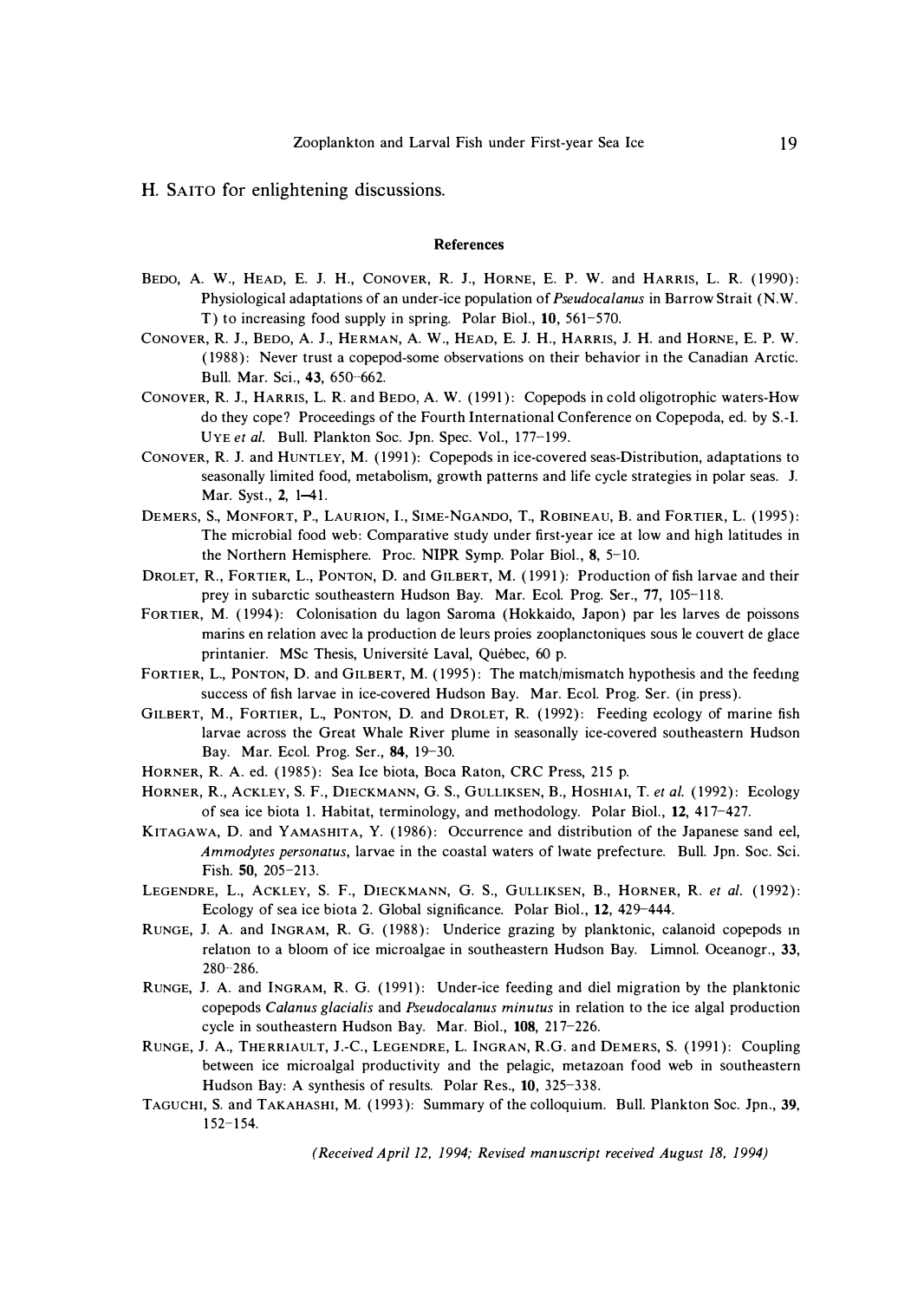H. SAITO for enlightening discussions.

### References

BEDO, A. W., HEAD, E. J. H., CONOVER, R. J., HORNE, E. P. W. and HARRIS, L. R. (1990): Physiological adaptations of an under-ice population of *Pseudocalanus* in Barrow Strait (N.W. T) to increasing food supply in spring. Polar Biol., **10**, 561–570.

CONOVER, R. J., BEDO, A. J., HERMAN, A. W., HEAD, E. J. H., HARRIS, J. H. and HORNE, E. P. W. (1988): Never trust a copepod-some observations on their behavior in the Canadian Arctic. Bull. Mar. Sci., **43**, 650–662.

CONOVER, R. J., HARRIS, L. R. and BEDO, A. W. (1991): Copepods in cold oligotrophic waters-How do they cope? Proceedings of the Fourth International Conference on Copepoda, ed. by S.-I. UYE *et al.* Bull. Plankton Soc. Jpn. Spec. Vol., 177–199.

CONOVER, R. J. and HUNTLEY, M. (1991): Copepods in ice-covered seas-Distribution, adaptations to seasonally limited food, metabolism, growth patterns and life cycle strategies in polar seas. J. Mar. Syst., **2**, 1–41.

DEMERS, S., MONFORT, P., LAURION, I., SIME-NGANDO, T., ROBINEAU, B. and FORTIER, L. (1995): The microbial food web: Comparative study under first-year ice at low and high latitudes in the Northern Hemisphere. Proc. NIPR Symp. Polar Biol., **8**, 5–10.

DROLET, R., FORTIER, L., PONTON, D. and GILBERT, M. (1991): Production of fish larvae and their prey in subarctic southeastern Hudson Bay. Mar. Ecol. Prog. Ser., **77**, 105–118.

FORTIER, M. (1994): Colonisation du lagon Saroma (Hokkaido, Japon) par les larves de poissons marins en relation avec la production de leurs proies zooplanctoniques sous le couvert de glace printanier. MSc Thesis, Université Laval, Québec, 60 p.

FORTIER, L., PONTON, D. and GILBERT, M. (1995): The match/mismatch hypothesis and the feeding success of fish larvae in ice-covered Hudson Bay. Mar. Ecol. Prog. Ser. (in press).

GILBERT, M., FORTIER, L., PONTON, D. and DROLET, R. (1992): Feeding ecology of marine fish larvae across the Great Whale River plume in seasonally ice-covered southeastern Hudson Bay. Mar. Ecol. Prog. Ser., **84**, 19–30.

HORNER, R. A. ed. (1985): Sea Ice biota, Boca Raton, CRC Press, 215 p.

HORNER, R., ACKLEY, S. F., DIECKMANN, G. S., GULLIKSEN, B., HOSHIAI, T. *et al.* (1992): Ecology of sea ice biota 1. Habitat, terminology, and methodology. Polar Biol., **12**, 417–427.

KITAGAWA, D. and YAMASHITA, Y. (1986): Occurrence and distribution of the Japanese sand eel, *Ammodytes personatus*, larvae in the coastal waters of Iwate prefecture. Bull. Jpn. Soc. Sci. Fish. **50**, 205–213.

LEGENDRE, L., ACKLEY, S. F., DIECKMANN, G. S., GULLIKSEN, B., HORNER, R. *et al.* (1992): Ecology of sea ice biota 2. Global significance. Polar Biol., **12**, 429–444.

RUNGE, J. A. and INGRAM, R. G. (1988): Underice grazing by planktonic, calanoid copepods in relation to a bloom of ice microalgae in southeastern Hudson Bay. Limnol. Oceanogr., **33**, 280–286.

RUNGE, J. A. and INGRAM, R. G. (1991): Under-ice feeding and diel migration by the planktonic copepods *Calanus glacialis* and *Pseudocalanus minutus* in relation to the ice algal production cycle in southeastern Hudson Bay. Mar. Biol., **108**, 217–226.

RUNGE, J. A., THERRIAULT, J.-C., LEGENDRE, L. INGRAN, R.G. and DEMERS, S. (1991): Coupling between ice microalgal productivity and the pelagic, metazoan food web in southeastern Hudson Bay: A synthesis of results. Polar Res., **10**, 325–338.

TAGUCHI, S. and TAKAHASHI, M. (1993): Summary of the colloquium. Bull. Plankton Soc. Jpn., **39**, 152–154.

*(Received April 12, 1994; Revised manuscript received August 18, 1994)*